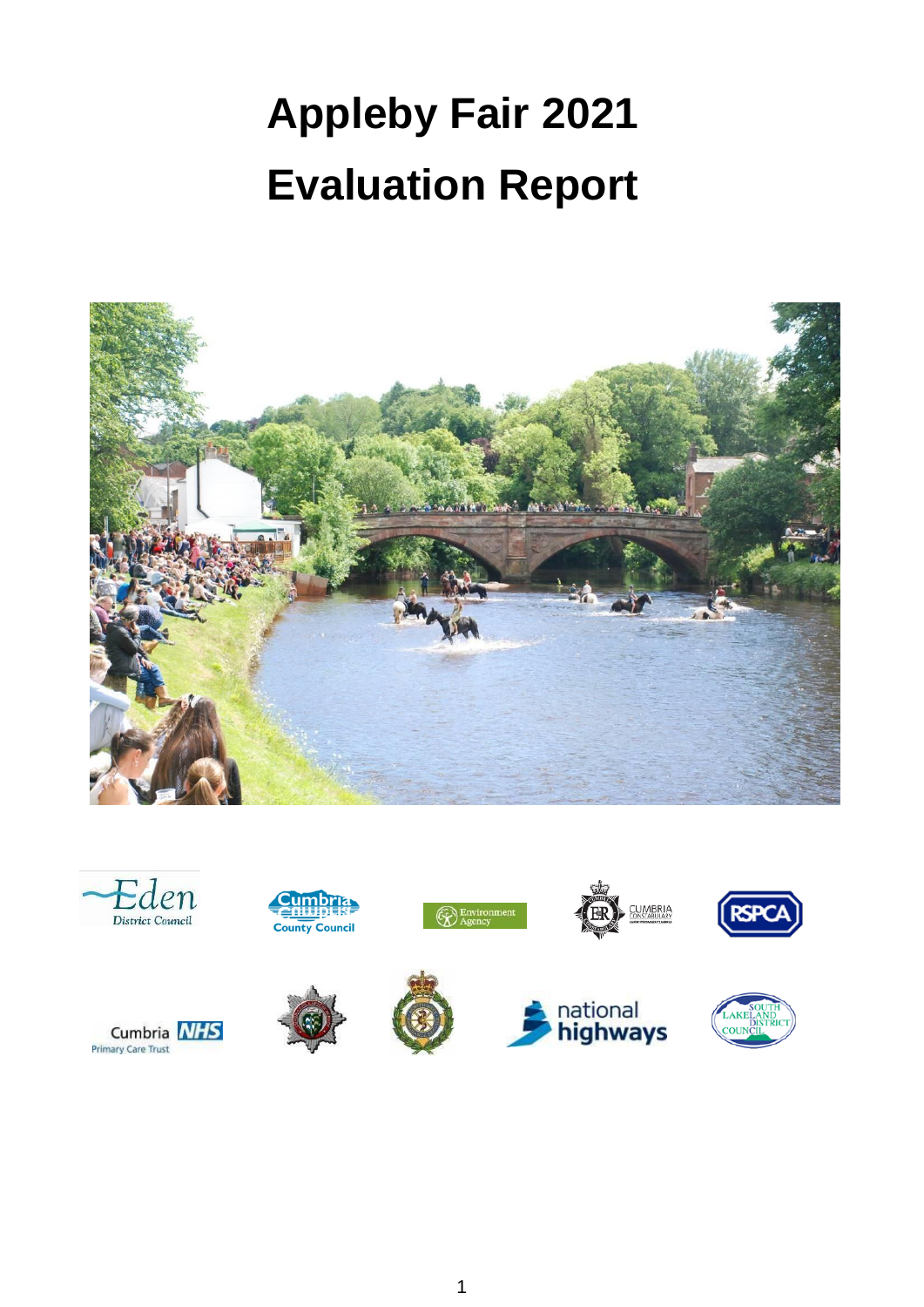# Appleby Fair 2021

# Evaluation Report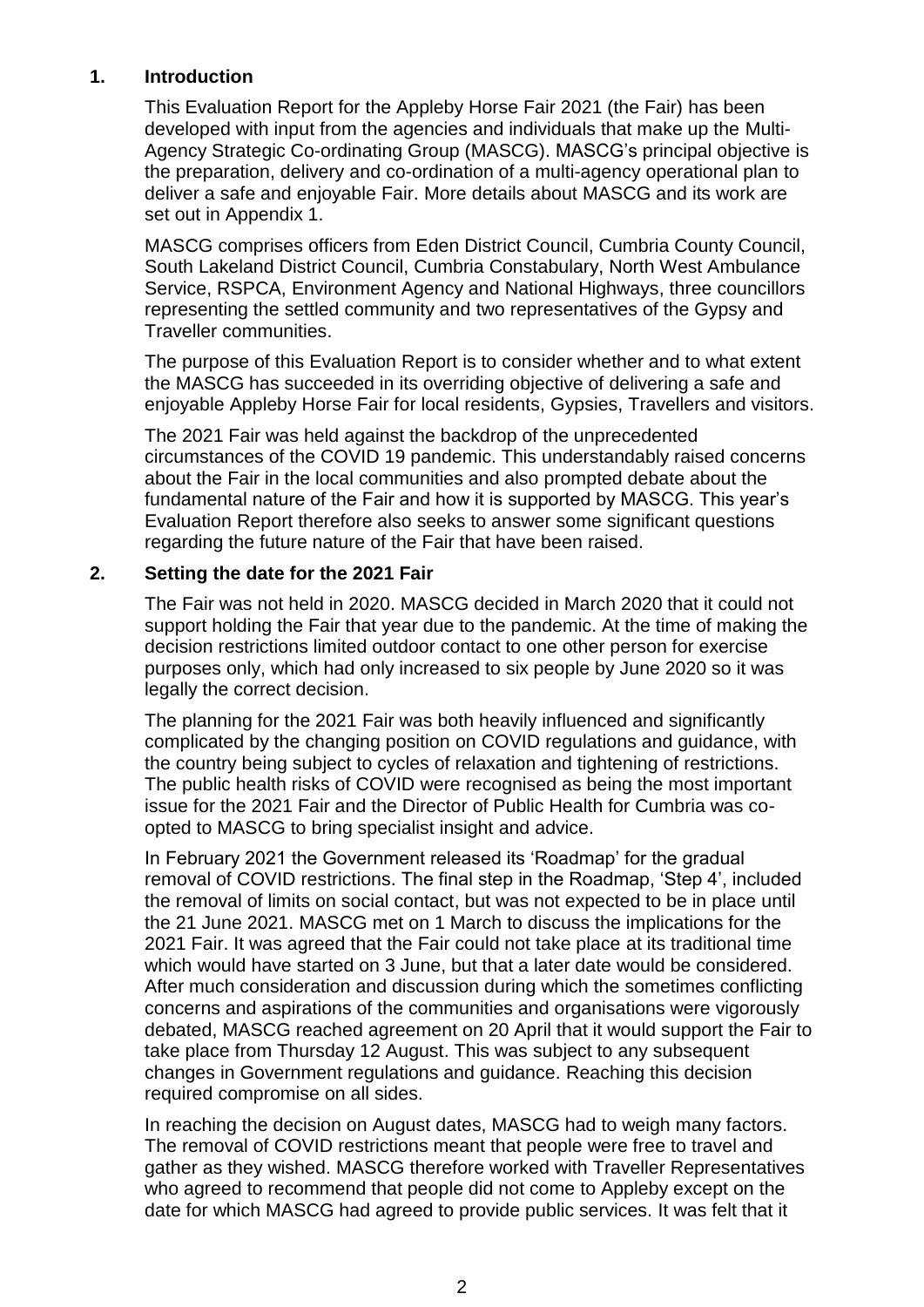## 1. Introduction

This Evaluation Report for the Appleby Horse Fair 2021 (the Fair) has been developed with input from the agencies and individuals that make up the Multi-Agency Strategic Co-ordinating Group (MASCG). MASCG's principal objective is the preparation, delivery and co-ordination of a multi-agency operational plan to deliver a safe and enjoyable Fair. More details about MASCG and its work are set out in Appendix 1.

MASCG comprises officers from Eden District Council, Cumbria County Council, South Lakeland District Council, Cumbria Constabulary, North West Ambulance Service, RSPCA, Environment Agency and National Highways, three councillors representing the settled community and two representatives of the Gypsy and Traveller communities.

The purpose of this Evaluation Report is to consider whether and to what extent the MASCG has succeeded in its overriding objective of delivering a safe and enjoyable Appleby Horse Fair for local residents, Gypsies, Travellers and visitors.

The 2021 Fair was held against the backdrop of the unprecedented circumstances of the COVID 19 pandemic. This understandably raised concerns about the Fair in the local communities and also prompted debate about the fundamental nature of the Fair and how it is supported by MASCG. This year's Evaluation Report therefore also seeks to answer some significant questions regarding the future nature of the Fair that have been raised.

## 2. Setting the date for the 2021 Fair

The Fair was not held in 2020. MASCG decided in March 2020 that it could not support holding the Fair that year due to the pandemic. At the time of making the decision restrictions limited outdoor contact to one other person for exercise purposes only, which had only increased to six people by June 2020 so it was legally the correct decision.

The planning for the 2021 Fair was both heavily influenced and significantly complicated by the changing position on COVID regulations and guidance, with the country being subject to cycles of relaxation and tightening of restrictions. The public health risks of COVID were recognised as being the most important issue for the 2021 Fair and the Director of Public Health for Cumbria was co-opted to MASCG to bring specialist insight and advice.

In February 2021 the Government released its 'Roadmap' for the gradual removal of COVID restrictions. The final step in the Roadmap, 'Step 4', included the removal of limits on social contact, but was not expected to be in place until the 21 June 2021. MASCG met on 1 March to discuss the implications for the 2021 Fair. It was agreed that the Fair could not take place at its traditional time which would have started on 3 June, but that a later date would be considered. After much consideration and discussion during which the sometimes conflicting concerns and aspirations of the communities and organisations were vigorously debated, MASCG reached agreement on 20 April that it would support the Fair to take place from Thursday 12 August. This was subject to any subsequent changes in Government regulations and guidance. Reaching this decision required compromise on all sides.

In reaching the decision on August dates, MASCG had to weigh many factors. The removal of COVID restrictions meant that people were free to travel and gather as they wished. MASCG therefore worked with Traveller Representatives who agreed to recommend that people did not come to Appleby except on the date for which MASCG had agreed to provide public services. It was felt that it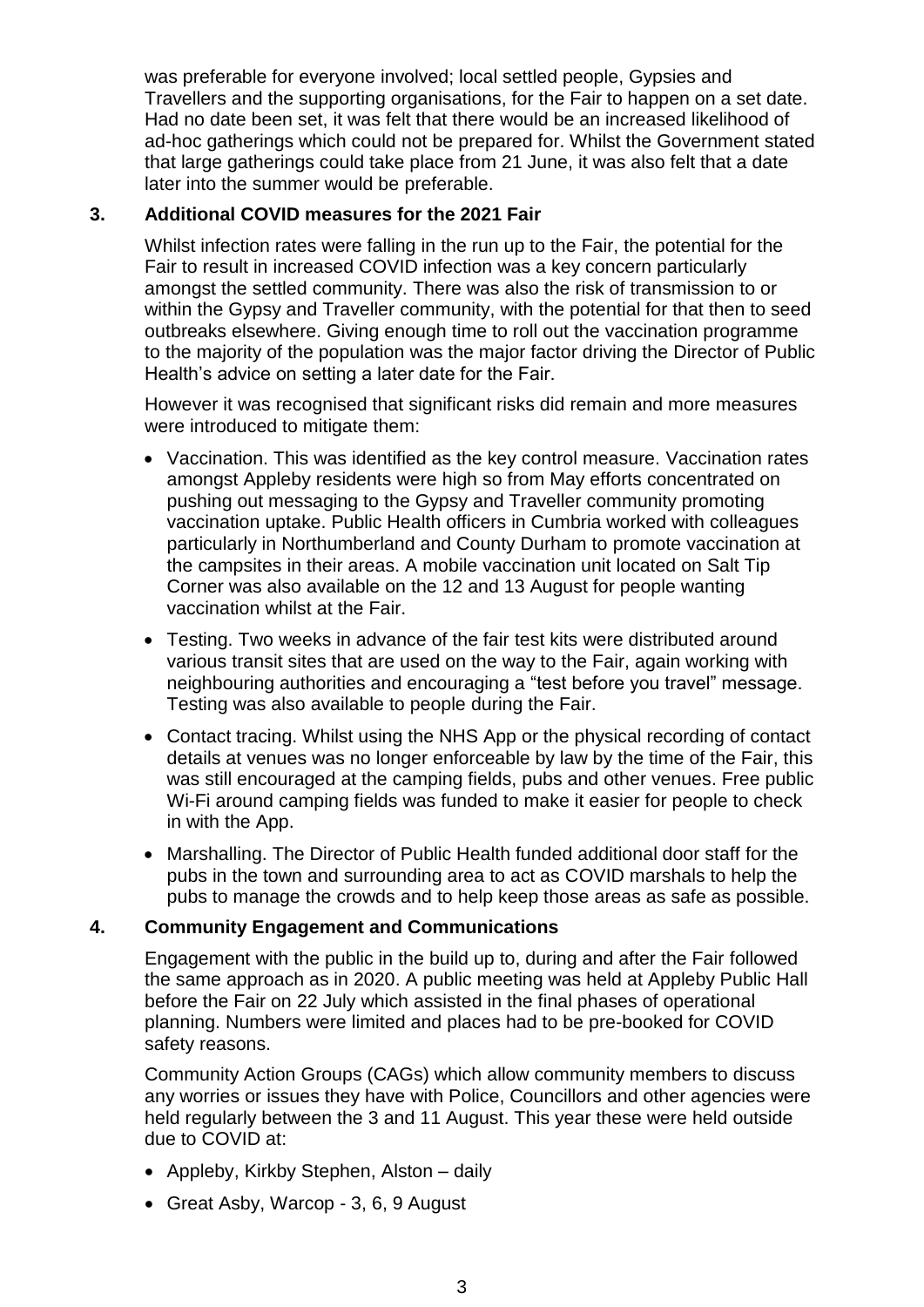was preferable for everyone involved; local settled people, Gypsies and Travellers and the supporting organisations, for the Fair to happen on a set date. Had no date been set, it was felt that there would be an increased likelihood of ad-hoc gatherings which could not be prepared for. Whilst the Government stated that large gatherings could take place from 21 June, it was also felt that a date later into the summer would be preferable.

## 3. Additional COVID measures for the 2021 Fair

Whilst infection rates were falling in the run up to the Fair, the potential for the Fair to result in increased COVID infection was a key concern particularly amongst the settled community. There was also the risk of transmission to or within the Gypsy and Traveller community, with the potential for that then to seed outbreaks elsewhere. Giving enough time to roll out the vaccination programme to the majority of the population was the major factor driving the Director of Public Health's advice on setting a later date for the Fair.

However it was recognised that significant risks did remain and more measures were introduced to mitigate them:

- Vaccination. This was identified as the key control measure. Vaccination rates amongst Appleby residents were high so from May efforts concentrated on pushing out messaging to the Gypsy and Traveller community promoting vaccination uptake. Public Health officers in Cumbria worked with colleagues particularly in Northumberland and County Durham to promote vaccination at the campsites in their areas. A mobile vaccination unit located on Salt Tip Corner was also available on the 12 and 13 August for people wanting vaccination whilst at the Fair.
- Testing. Two weeks in advance of the fair test kits were distributed around various transit sites that are used on the way to the Fair, again working with neighbouring authorities and encouraging a "test before you travel" message. Testing was also available to people during the Fair.
- Contact tracing. Whilst using the NHS App or the physical recording of contact details at venues was no longer enforceable by law by the time of the Fair, this was still encouraged at the camping fields, pubs and other venues. Free public Wi-Fi around camping fields was funded to make it easier for people to check in with the App.
- Marshalling. The Director of Public Health funded additional door staff for the pubs in the town and surrounding area to act as COVID marshals to help the pubs to manage the crowds and to help keep those areas as safe as possible.

## 4. Community Engagement and Communications

Engagement with the public in the build up to, during and after the Fair followed the same approach as in 2020. A public meeting was held at Appleby Public Hall before the Fair on 22 July which assisted in the final phases of operational planning. Numbers were limited and places had to be pre-booked for COVID safety reasons.

Community Action Groups (CAGs) which allow community members to discuss any worries or issues they have with Police, Councillors and other agencies were held regularly between the 3 and 11 August. This year these were held outside due to COVID at:

- Appleby, Kirkby Stephen, Alston – daily
- Great Asby, Warcop - 3, 6, 9 August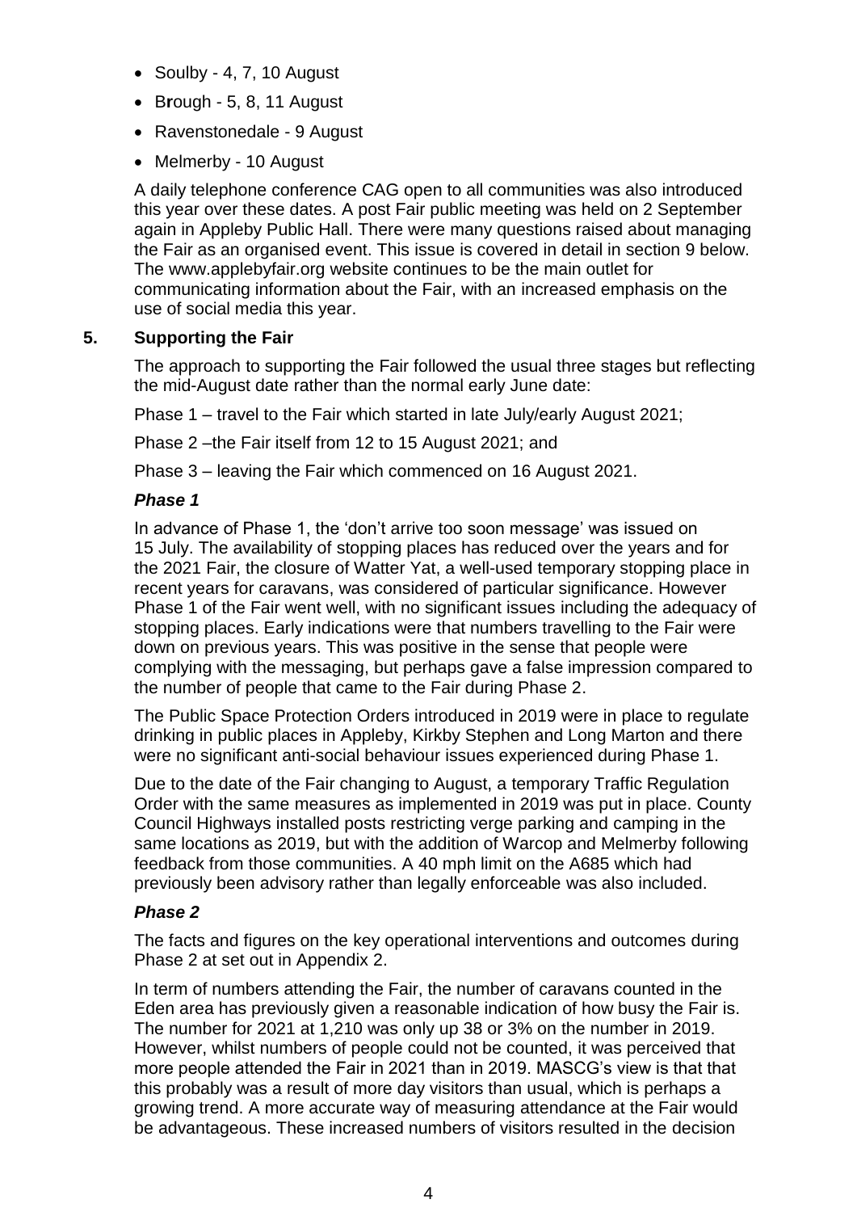- Soulby - 4, 7, 10 August
- Brough - 5, 8, 11 August
- Ravenstonedale - 9 August
- Melmerby - 10 August

A daily telephone conference CAG open to all communities was also introduced this year over these dates. A post Fair public meeting was held on 2 September again in Appleby Public Hall. There were many questions raised about managing the Fair as an organised event. This issue is covered in detail in section 9 below. The www.applebyfair.org website continues to be the main outlet for communicating information about the Fair, with an increased emphasis on the use of social media this year.

## 5. Supporting the Fair

The approach to supporting the Fair followed the usual three stages but reflecting the mid-August date rather than the normal early June date:

Phase 1 – travel to the Fair which started in late July/early August 2021;

Phase 2 –the Fair itself from 12 to 15 August 2021; and

Phase 3 – leaving the Fair which commenced on 16 August 2021.

### *Phase 1*

In advance of Phase 1, the 'don't arrive too soon message' was issued on 15 July. The availability of stopping places has reduced over the years and for the 2021 Fair, the closure of Watter Yat, a well-used temporary stopping place in recent years for caravans, was considered of particular significance. However Phase 1 of the Fair went well, with no significant issues including the adequacy of stopping places. Early indications were that numbers travelling to the Fair were down on previous years. This was positive in the sense that people were complying with the messaging, but perhaps gave a false impression compared to the number of people that came to the Fair during Phase 2.

The Public Space Protection Orders introduced in 2019 were in place to regulate drinking in public places in Appleby, Kirkby Stephen and Long Marton and there were no significant anti-social behaviour issues experienced during Phase 1.

Due to the date of the Fair changing to August, a temporary Traffic Regulation Order with the same measures as implemented in 2019 was put in place. County Council Highways installed posts restricting verge parking and camping in the same locations as 2019, but with the addition of Warcop and Melmerby following feedback from those communities. A 40 mph limit on the A685 which had previously been advisory rather than legally enforceable was also included.

### *Phase 2*

The facts and figures on the key operational interventions and outcomes during Phase 2 at set out in Appendix 2.

In term of numbers attending the Fair, the number of caravans counted in the Eden area has previously given a reasonable indication of how busy the Fair is. The number for 2021 at 1,210 was only up 38 or 3% on the number in 2019. However, whilst numbers of people could not be counted, it was perceived that more people attended the Fair in 2021 than in 2019. MASCG's view is that that this probably was a result of more day visitors than usual, which is perhaps a growing trend. A more accurate way of measuring attendance at the Fair would be advantageous. These increased numbers of visitors resulted in the decision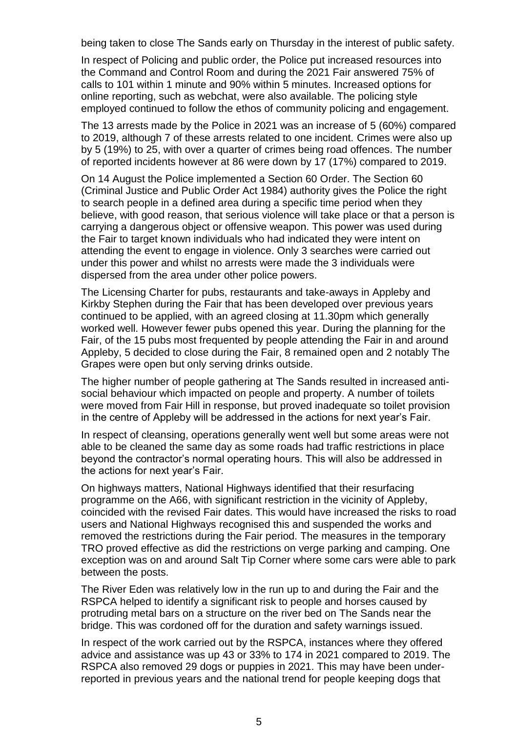being taken to close The Sands early on Thursday in the interest of public safety.

In respect of Policing and public order, the Police put increased resources into the Command and Control Room and during the 2021 Fair answered 75% of calls to 101 within 1 minute and 90% within 5 minutes. Increased options for online reporting, such as webchat, were also available. The policing style employed continued to follow the ethos of community policing and engagement.

The 13 arrests made by the Police in 2021 was an increase of 5 (60%) compared to 2019, although 7 of these arrests related to one incident. Crimes were also up by 5 (19%) to 25, with over a quarter of crimes being road offences. The number of reported incidents however at 86 were down by 17 (17%) compared to 2019.

On 14 August the Police implemented a Section 60 Order. The Section 60 (Criminal Justice and Public Order Act 1984) authority gives the Police the right to search people in a defined area during a specific time period when they believe, with good reason, that serious violence will take place or that a person is carrying a dangerous object or offensive weapon. This power was used during the Fair to target known individuals who had indicated they were intent on attending the event to engage in violence. Only 3 searches were carried out under this power and whilst no arrests were made the 3 individuals were dispersed from the area under other police powers.

The Licensing Charter for pubs, restaurants and take-aways in Appleby and Kirkby Stephen during the Fair that has been developed over previous years continued to be applied, with an agreed closing at 11.30pm which generally worked well. However fewer pubs opened this year. During the planning for the Fair, of the 15 pubs most frequented by people attending the Fair in and around Appleby, 5 decided to close during the Fair, 8 remained open and 2 notably The Grapes were open but only serving drinks outside.

The higher number of people gathering at The Sands resulted in increased anti-social behaviour which impacted on people and property. A number of toilets were moved from Fair Hill in response, but proved inadequate so toilet provision in the centre of Appleby will be addressed in the actions for next year's Fair.

In respect of cleansing, operations generally went well but some areas were not able to be cleaned the same day as some roads had traffic restrictions in place beyond the contractor's normal operating hours. This will also be addressed in the actions for next year's Fair.

On highways matters, National Highways identified that their resurfacing programme on the A66, with significant restriction in the vicinity of Appleby, coincided with the revised Fair dates. This would have increased the risks to road users and National Highways recognised this and suspended the works and removed the restrictions during the Fair period. The measures in the temporary TRO proved effective as did the restrictions on verge parking and camping. One exception was on and around Salt Tip Corner where some cars were able to park between the posts.

The River Eden was relatively low in the run up to and during the Fair and the RSPCA helped to identify a significant risk to people and horses caused by protruding metal bars on a structure on the river bed on The Sands near the bridge. This was cordoned off for the duration and safety warnings issued.

In respect of the work carried out by the RSPCA, instances where they offered advice and assistance was up 43 or 33% to 174 in 2021 compared to 2019. The RSPCA also removed 29 dogs or puppies in 2021. This may have been under-reported in previous years and the national trend for people keeping dogs that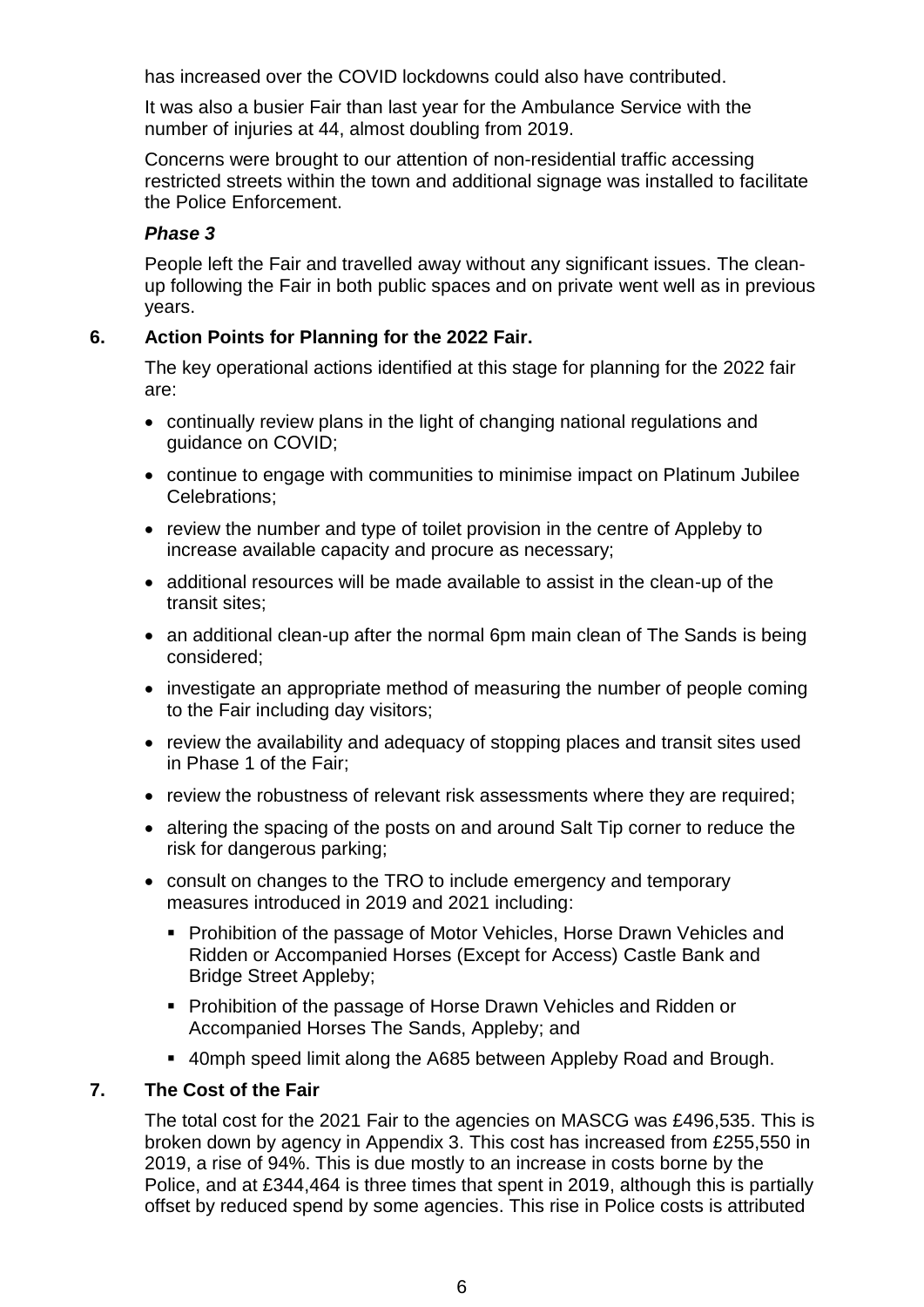has increased over the COVID lockdowns could also have contributed.

It was also a busier Fair than last year for the Ambulance Service with the number of injuries at 44, almost doubling from 2019.

Concerns were brought to our attention of non-residential traffic accessing restricted streets within the town and additional signage was installed to facilitate the Police Enforcement.

***Phase 3***

People left the Fair and travelled away without any significant issues. The clean-up following the Fair in both public spaces and on private went well as in previous years.

## 6. Action Points for Planning for the 2022 Fair.

The key operational actions identified at this stage for planning for the 2022 fair are:

- continually review plans in the light of changing national regulations and guidance on COVID;
- continue to engage with communities to minimise impact on Platinum Jubilee Celebrations;
- review the number and type of toilet provision in the centre of Appleby to increase available capacity and procure as necessary;
- additional resources will be made available to assist in the clean-up of the transit sites;
- an additional clean-up after the normal 6pm main clean of The Sands is being considered;
- investigate an appropriate method of measuring the number of people coming to the Fair including day visitors;
- review the availability and adequacy of stopping places and transit sites used in Phase 1 of the Fair;
- review the robustness of relevant risk assessments where they are required;
- altering the spacing of the posts on and around Salt Tip corner to reduce the risk for dangerous parking;
- consult on changes to the TRO to include emergency and temporary measures introduced in 2019 and 2021 including:
  - Prohibition of the passage of Motor Vehicles, Horse Drawn Vehicles and Ridden or Accompanied Horses (Except for Access) Castle Bank and Bridge Street Appleby;
  - Prohibition of the passage of Horse Drawn Vehicles and Ridden or Accompanied Horses The Sands, Appleby; and
  - 40mph speed limit along the A685 between Appleby Road and Brough.

## 7. The Cost of the Fair

The total cost for the 2021 Fair to the agencies on MASCG was £496,535. This is broken down by agency in Appendix 3. This cost has increased from £255,550 in 2019, a rise of 94%. This is due mostly to an increase in costs borne by the Police, and at £344,464 is three times that spent in 2019, although this is partially offset by reduced spend by some agencies. This rise in Police costs is attributed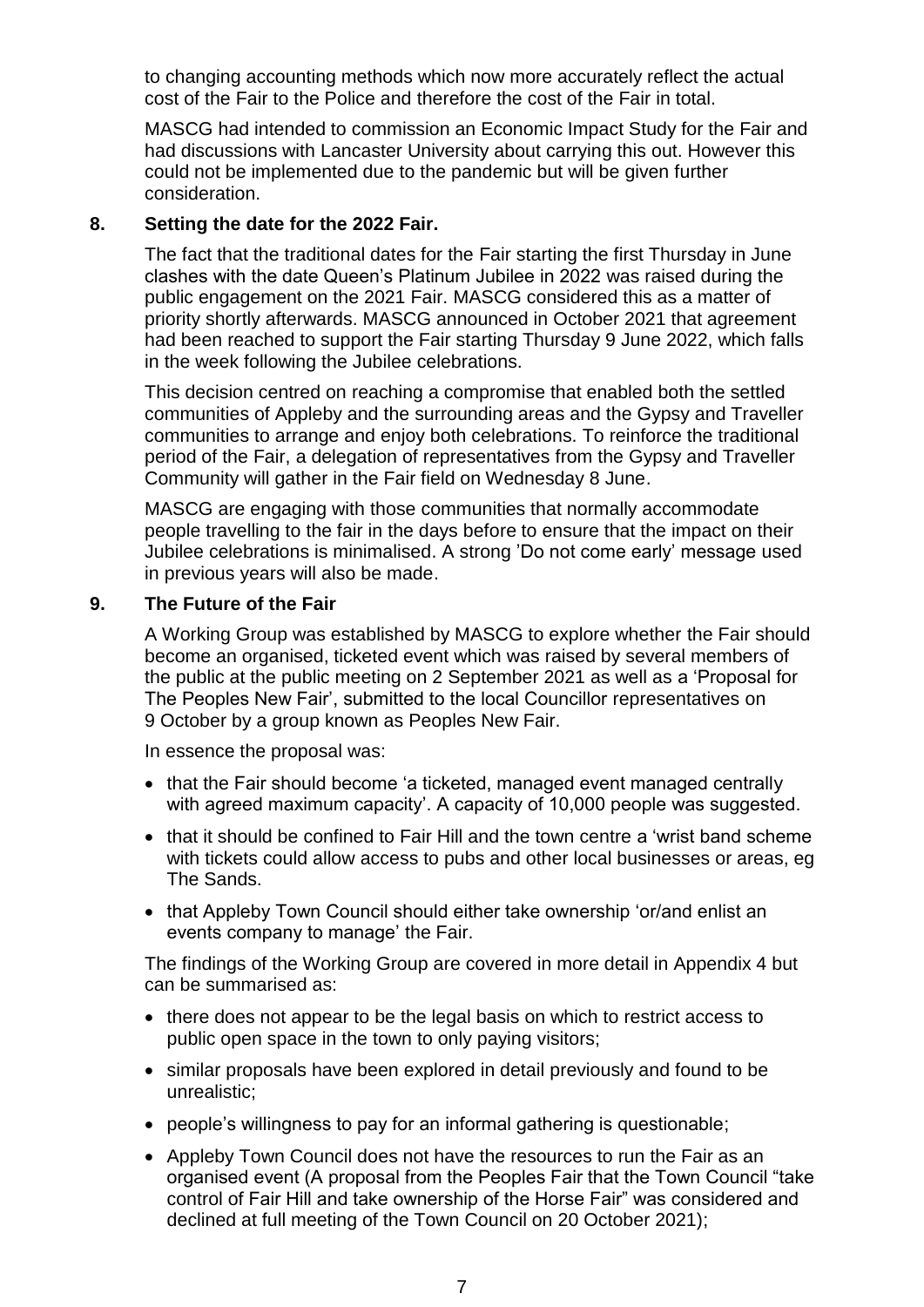to changing accounting methods which now more accurately reflect the actual cost of the Fair to the Police and therefore the cost of the Fair in total.

MASCG had intended to commission an Economic Impact Study for the Fair and had discussions with Lancaster University about carrying this out. However this could not be implemented due to the pandemic but will be given further consideration.

## 8. Setting the date for the 2022 Fair.

The fact that the traditional dates for the Fair starting the first Thursday in June clashes with the date Queen's Platinum Jubilee in 2022 was raised during the public engagement on the 2021 Fair. MASCG considered this as a matter of priority shortly afterwards. MASCG announced in October 2021 that agreement had been reached to support the Fair starting Thursday 9 June 2022, which falls in the week following the Jubilee celebrations.

This decision centred on reaching a compromise that enabled both the settled communities of Appleby and the surrounding areas and the Gypsy and Traveller communities to arrange and enjoy both celebrations. To reinforce the traditional period of the Fair, a delegation of representatives from the Gypsy and Traveller Community will gather in the Fair field on Wednesday 8 June.

MASCG are engaging with those communities that normally accommodate people travelling to the fair in the days before to ensure that the impact on their Jubilee celebrations is minimalised. A strong 'Do not come early' message used in previous years will also be made.

## 9. The Future of the Fair

A Working Group was established by MASCG to explore whether the Fair should become an organised, ticketed event which was raised by several members of the public at the public meeting on 2 September 2021 as well as a 'Proposal for The Peoples New Fair', submitted to the local Councillor representatives on 9 October by a group known as Peoples New Fair.

In essence the proposal was:

- that the Fair should become 'a ticketed, managed event managed centrally with agreed maximum capacity'. A capacity of 10,000 people was suggested.
- that it should be confined to Fair Hill and the town centre a 'wrist band scheme with tickets could allow access to pubs and other local businesses or areas, eg The Sands.
- that Appleby Town Council should either take ownership 'or/and enlist an events company to manage' the Fair.

The findings of the Working Group are covered in more detail in Appendix 4 but can be summarised as:

- there does not appear to be the legal basis on which to restrict access to public open space in the town to only paying visitors;
- similar proposals have been explored in detail previously and found to be unrealistic;
- people's willingness to pay for an informal gathering is questionable;
- Appleby Town Council does not have the resources to run the Fair as an organised event (A proposal from the Peoples Fair that the Town Council "take control of Fair Hill and take ownership of the Horse Fair" was considered and declined at full meeting of the Town Council on 20 October 2021);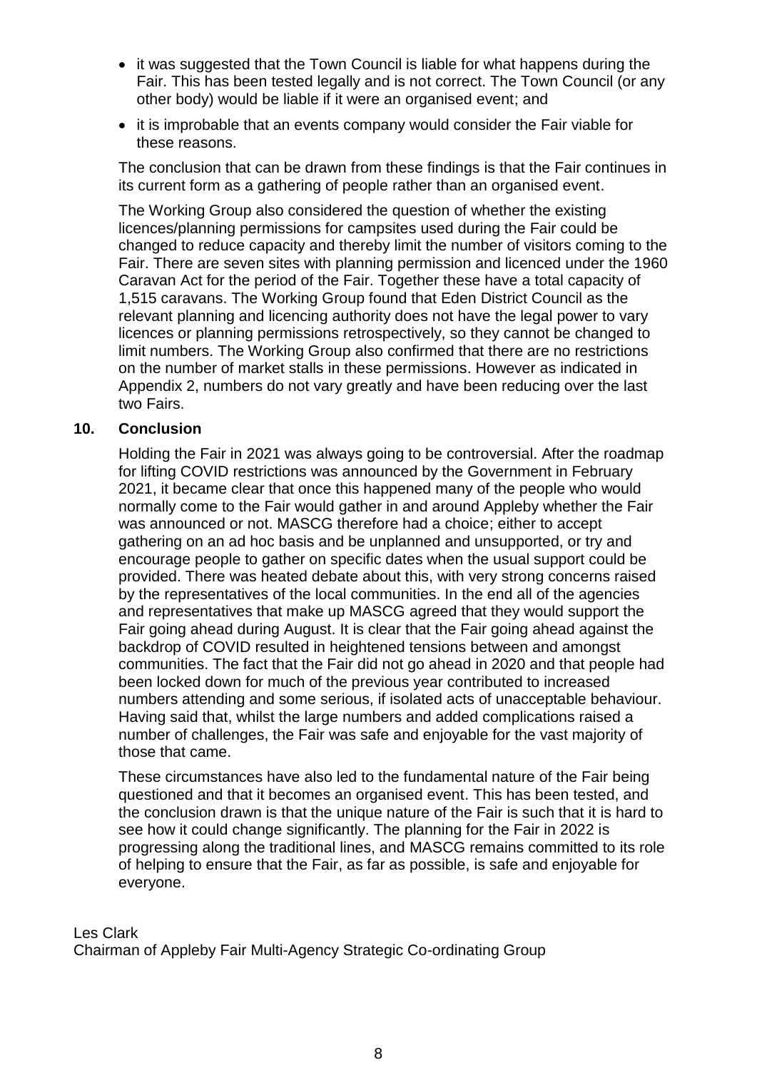- it was suggested that the Town Council is liable for what happens during the Fair. This has been tested legally and is not correct. The Town Council (or any other body) would be liable if it were an organised event; and
- it is improbable that an events company would consider the Fair viable for these reasons.

The conclusion that can be drawn from these findings is that the Fair continues in its current form as a gathering of people rather than an organised event.

The Working Group also considered the question of whether the existing licences/planning permissions for campsites used during the Fair could be changed to reduce capacity and thereby limit the number of visitors coming to the Fair. There are seven sites with planning permission and licenced under the 1960 Caravan Act for the period of the Fair. Together these have a total capacity of 1,515 caravans. The Working Group found that Eden District Council as the relevant planning and licencing authority does not have the legal power to vary licences or planning permissions retrospectively, so they cannot be changed to limit numbers. The Working Group also confirmed that there are no restrictions on the number of market stalls in these permissions. However as indicated in Appendix 2, numbers do not vary greatly and have been reducing over the last two Fairs.

## 10. Conclusion

Holding the Fair in 2021 was always going to be controversial. After the roadmap for lifting COVID restrictions was announced by the Government in February 2021, it became clear that once this happened many of the people who would normally come to the Fair would gather in and around Appleby whether the Fair was announced or not. MASCG therefore had a choice; either to accept gathering on an ad hoc basis and be unplanned and unsupported, or try and encourage people to gather on specific dates when the usual support could be provided. There was heated debate about this, with very strong concerns raised by the representatives of the local communities. In the end all of the agencies and representatives that make up MASCG agreed that they would support the Fair going ahead during August. It is clear that the Fair going ahead against the backdrop of COVID resulted in heightened tensions between and amongst communities. The fact that the Fair did not go ahead in 2020 and that people had been locked down for much of the previous year contributed to increased numbers attending and some serious, if isolated acts of unacceptable behaviour. Having said that, whilst the large numbers and added complications raised a number of challenges, the Fair was safe and enjoyable for the vast majority of those that came.

These circumstances have also led to the fundamental nature of the Fair being questioned and that it becomes an organised event. This has been tested, and the conclusion drawn is that the unique nature of the Fair is such that it is hard to see how it could change significantly. The planning for the Fair in 2022 is progressing along the traditional lines, and MASCG remains committed to its role of helping to ensure that the Fair, as far as possible, is safe and enjoyable for everyone.

Les Clark
Chairman of Appleby Fair Multi-Agency Strategic Co-ordinating Group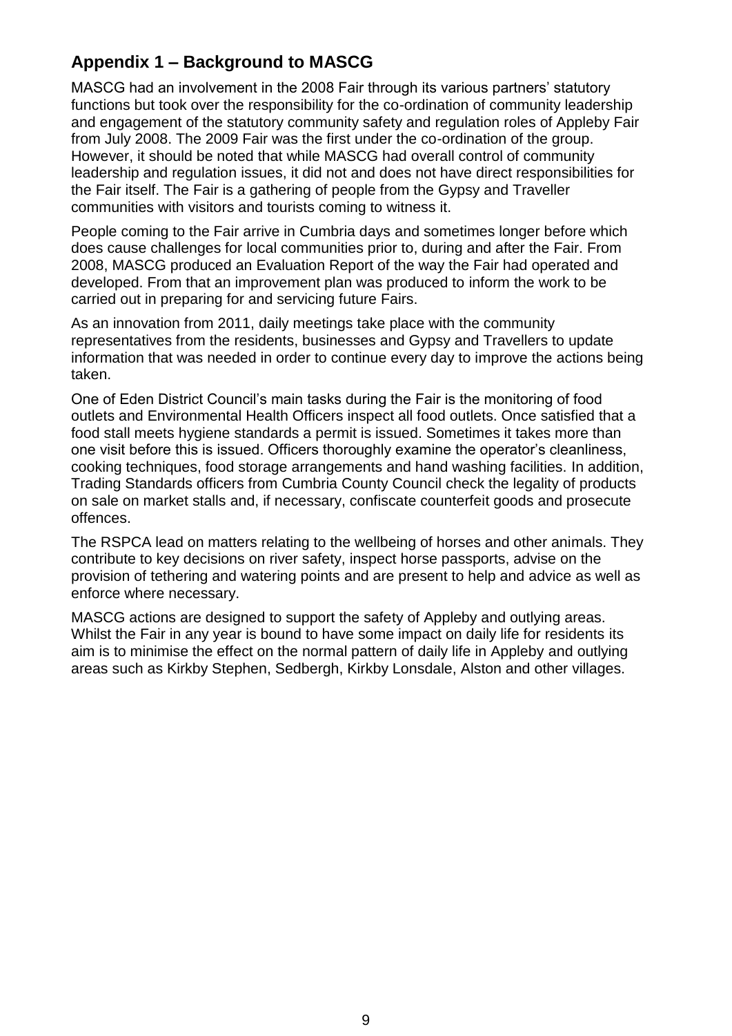## Appendix 1 – Background to MASCG

MASCG had an involvement in the 2008 Fair through its various partners' statutory functions but took over the responsibility for the co-ordination of community leadership and engagement of the statutory community safety and regulation roles of Appleby Fair from July 2008. The 2009 Fair was the first under the co-ordination of the group. However, it should be noted that while MASCG had overall control of community leadership and regulation issues, it did not and does not have direct responsibilities for the Fair itself. The Fair is a gathering of people from the Gypsy and Traveller communities with visitors and tourists coming to witness it.

People coming to the Fair arrive in Cumbria days and sometimes longer before which does cause challenges for local communities prior to, during and after the Fair. From 2008, MASCG produced an Evaluation Report of the way the Fair had operated and developed. From that an improvement plan was produced to inform the work to be carried out in preparing for and servicing future Fairs.

As an innovation from 2011, daily meetings take place with the community representatives from the residents, businesses and Gypsy and Travellers to update information that was needed in order to continue every day to improve the actions being taken.

One of Eden District Council's main tasks during the Fair is the monitoring of food outlets and Environmental Health Officers inspect all food outlets. Once satisfied that a food stall meets hygiene standards a permit is issued. Sometimes it takes more than one visit before this is issued. Officers thoroughly examine the operator's cleanliness, cooking techniques, food storage arrangements and hand washing facilities. In addition, Trading Standards officers from Cumbria County Council check the legality of products on sale on market stalls and, if necessary, confiscate counterfeit goods and prosecute offences.

The RSPCA lead on matters relating to the wellbeing of horses and other animals. They contribute to key decisions on river safety, inspect horse passports, advise on the provision of tethering and watering points and are present to help and advice as well as enforce where necessary.

MASCG actions are designed to support the safety of Appleby and outlying areas. Whilst the Fair in any year is bound to have some impact on daily life for residents its aim is to minimise the effect on the normal pattern of daily life in Appleby and outlying areas such as Kirkby Stephen, Sedbergh, Kirkby Lonsdale, Alston and other villages.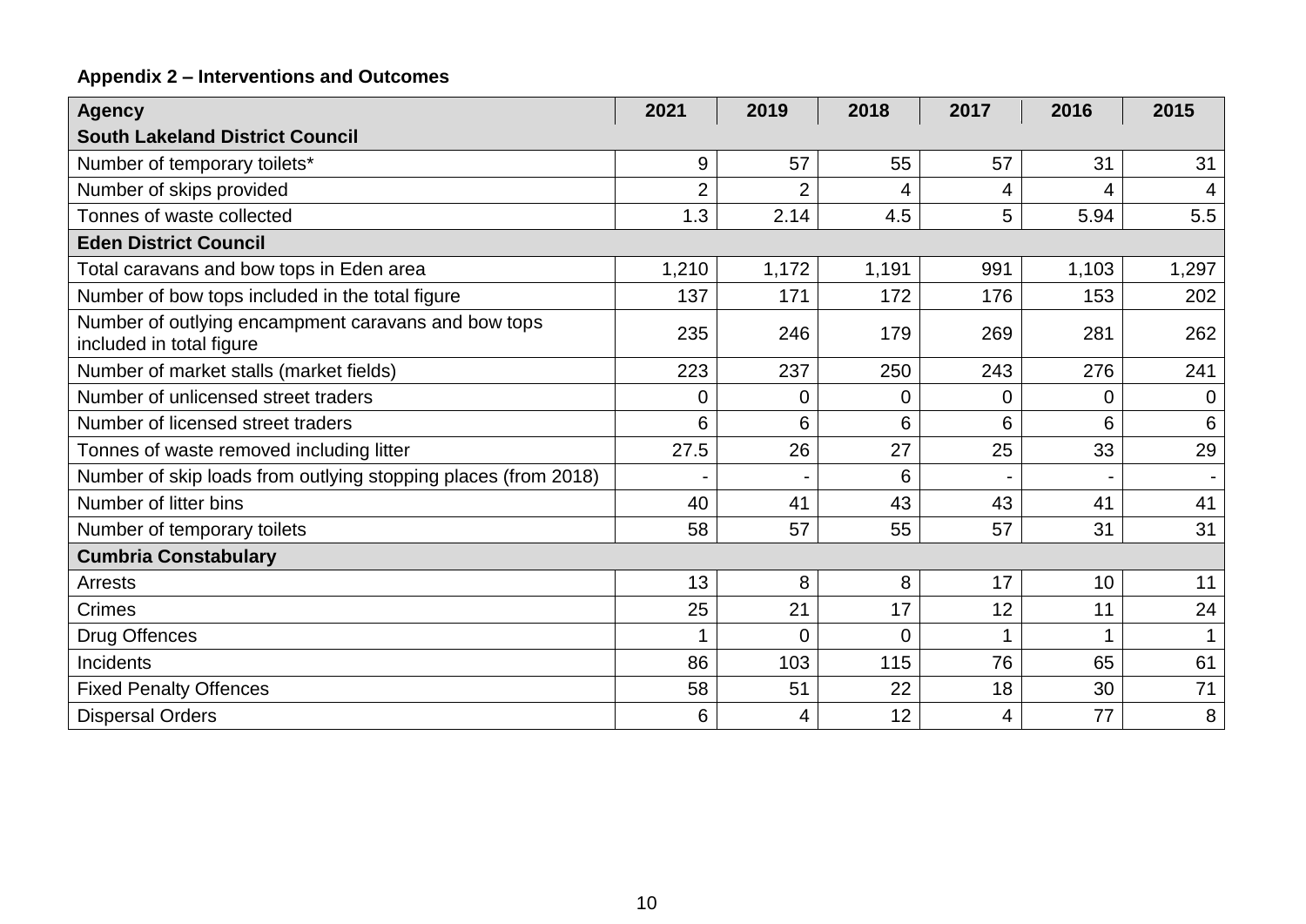**Appendix 2 – Interventions and Outcomes**

| Agency | 2021 | 2019 | 2018 | 2017 | 2016 | 2015 |
|---|---|---|---|---|---|---|
| **South Lakeland District Council** | | | | | | |
| Number of temporary toilets* | 9 | 57 | 55 | 57 | 31 | 31 |
| Number of skips provided | 2 | 2 | 4 | 4 | 4 | 4 |
| Tonnes of waste collected | 1.3 | 2.14 | 4.5 | 5 | 5.94 | 5.5 |
| **Eden District Council** | | | | | | |
| Total caravans and bow tops in Eden area | 1,210 | 1,172 | 1,191 | 991 | 1,103 | 1,297 |
| Number of bow tops included in the total figure | 137 | 171 | 172 | 176 | 153 | 202 |
| Number of outlying encampment caravans and bow tops included in total figure | 235 | 246 | 179 | 269 | 281 | 262 |
| Number of market stalls (market fields) | 223 | 237 | 250 | 243 | 276 | 241 |
| Number of unlicensed street traders | 0 | 0 | 0 | 0 | 0 | 0 |
| Number of licensed street traders | 6 | 6 | 6 | 6 | 6 | 6 |
| Tonnes of waste removed including litter | 27.5 | 26 | 27 | 25 | 33 | 29 |
| Number of skip loads from outlying stopping places (from 2018) | - | - | 6 | - | - | - |
| Number of litter bins | 40 | 41 | 43 | 43 | 41 | 41 |
| Number of temporary toilets | 58 | 57 | 55 | 57 | 31 | 31 |
| **Cumbria Constabulary** | | | | | | |
| Arrests | 13 | 8 | 8 | 17 | 10 | 11 |
| Crimes | 25 | 21 | 17 | 12 | 11 | 24 |
| Drug Offences | 1 | 0 | 0 | 1 | 1 | 1 |
| Incidents | 86 | 103 | 115 | 76 | 65 | 61 |
| Fixed Penalty Offences | 58 | 51 | 22 | 18 | 30 | 71 |
| Dispersal Orders | 6 | 4 | 12 | 4 | 77 | 8 |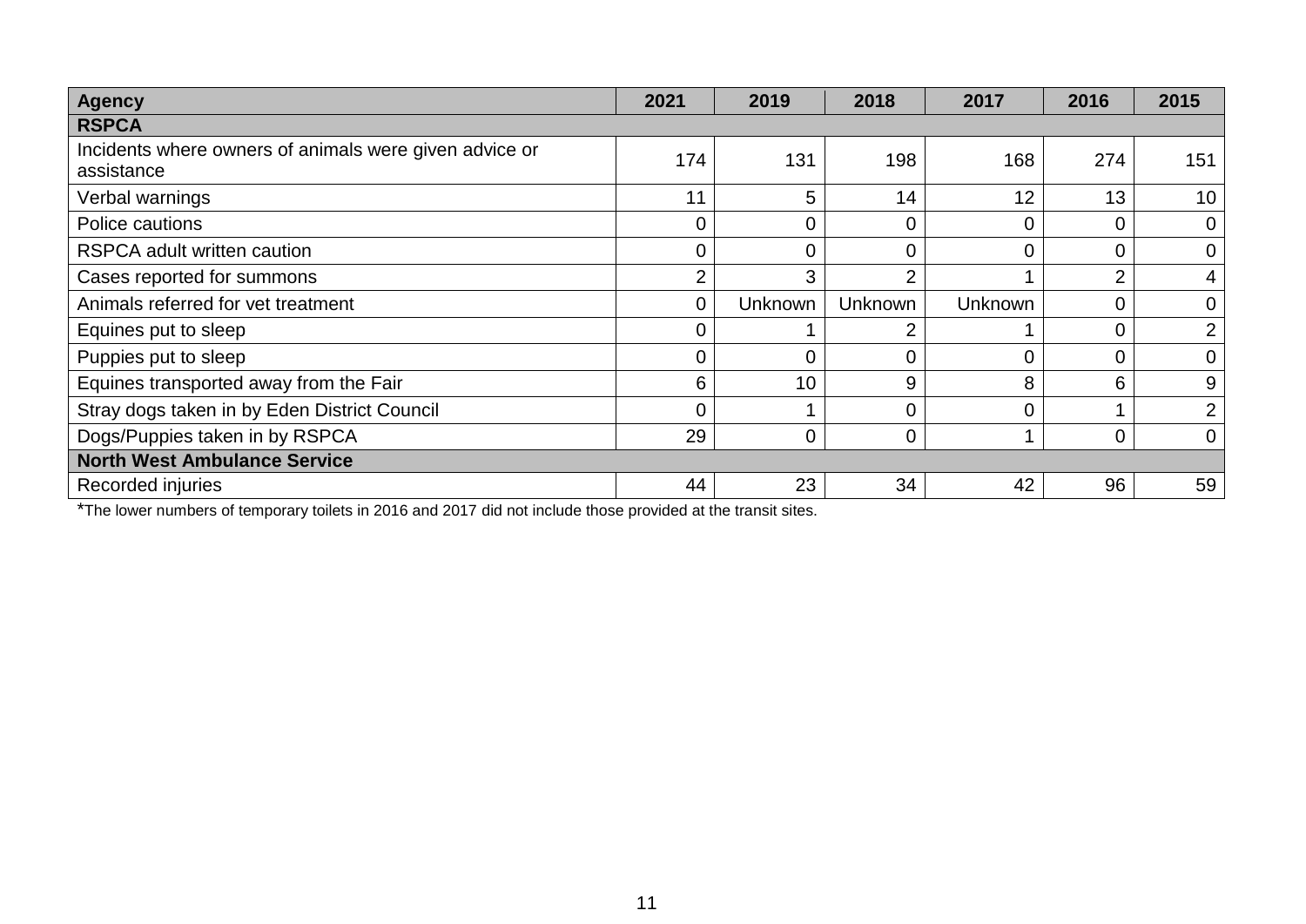| Agency | 2021 | 2019 | 2018 | 2017 | 2016 | 2015 |
|---|---|---|---|---|---|---|
| **RSPCA** | | | | | | |
| Incidents where owners of animals were given advice or assistance | 174 | 131 | 198 | 168 | 274 | 151 |
| Verbal warnings | 11 | 5 | 14 | 12 | 13 | 10 |
| Police cautions | 0 | 0 | 0 | 0 | 0 | 0 |
| RSPCA adult written caution | 0 | 0 | 0 | 0 | 0 | 0 |
| Cases reported for summons | 2 | 3 | 2 | 1 | 2 | 4 |
| Animals referred for vet treatment | 0 | Unknown | Unknown | Unknown | 0 | 0 |
| Equines put to sleep | 0 | 1 | 2 | 1 | 0 | 2 |
| Puppies put to sleep | 0 | 0 | 0 | 0 | 0 | 0 |
| Equines transported away from the Fair | 6 | 10 | 9 | 8 | 6 | 9 |
| Stray dogs taken in by Eden District Council | 0 | 1 | 0 | 0 | 1 | 2 |
| Dogs/Puppies taken in by RSPCA | 29 | 0 | 0 | 1 | 0 | 0 |
| **North West Ambulance Service** | | | | | | |
| Recorded injuries | 44 | 23 | 34 | 42 | 96 | 59 |

*The lower numbers of temporary toilets in 2016 and 2017 did not include those provided at the transit sites.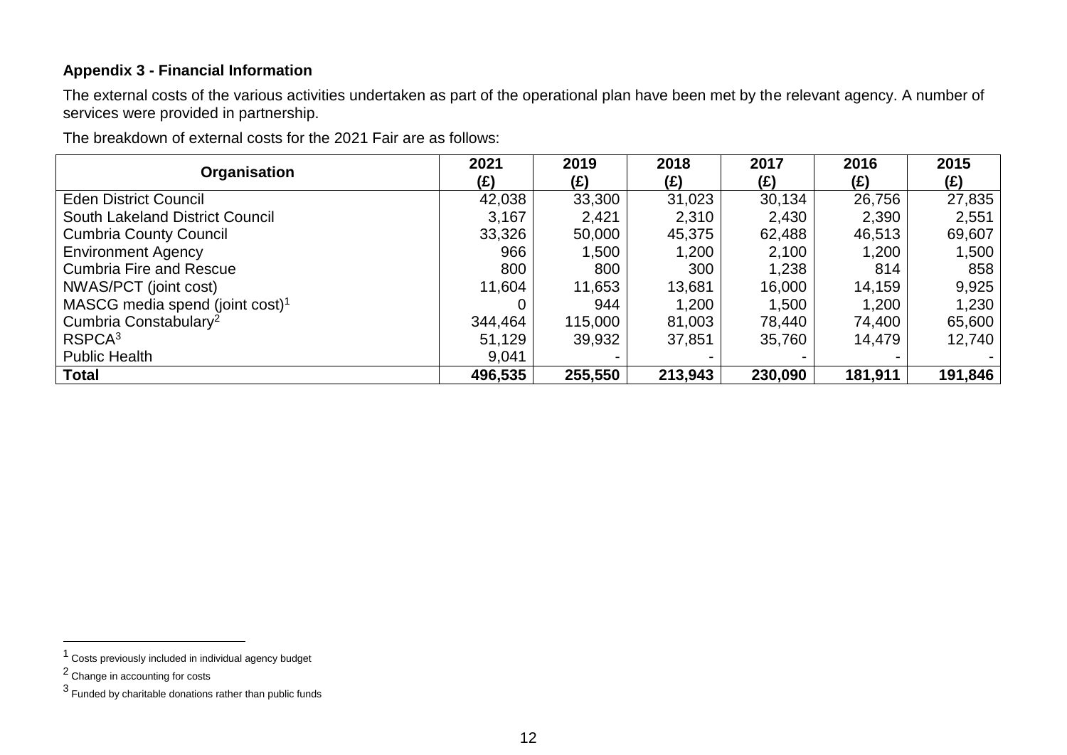**Appendix 3 - Financial Information**

The external costs of the various activities undertaken as part of the operational plan have been met by the relevant agency. A number of services were provided in partnership.

The breakdown of external costs for the 2021 Fair are as follows:

| Organisation | 2021 (£) | 2019 (£) | 2018 (£) | 2017 (£) | 2016 (£) | 2015 (£) |
|---|---|---|---|---|---|---|
| Eden District Council | 42,038 | 33,300 | 31,023 | 30,134 | 26,756 | 27,835 |
| South Lakeland District Council | 3,167 | 2,421 | 2,310 | 2,430 | 2,390 | 2,551 |
| Cumbria County Council | 33,326 | 50,000 | 45,375 | 62,488 | 46,513 | 69,607 |
| Environment Agency | 966 | 1,500 | 1,200 | 2,100 | 1,200 | 1,500 |
| Cumbria Fire and Rescue | 800 | 800 | 300 | 1,238 | 814 | 858 |
| NWAS/PCT (joint cost) | 11,604 | 11,653 | 13,681 | 16,000 | 14,159 | 9,925 |
| MASCG media spend (joint cost)[1] | 0 | 944 | 1,200 | 1,500 | 1,200 | 1,230 |
| Cumbria Constabulary[2] | 344,464 | 115,000 | 81,003 | 78,440 | 74,400 | 65,600 |
| RSPCA[3] | 51,129 | 39,932 | 37,851 | 35,760 | 14,479 | 12,740 |
| Public Health | 9,041 | - | - | - | - | - |
| **Total** | **496,535** | **255,550** | **213,943** | **230,090** | **181,911** | **191,846** |

[1] Costs previously included in individual agency budget

[2] Change in accounting for costs

[3] Funded by charitable donations rather than public funds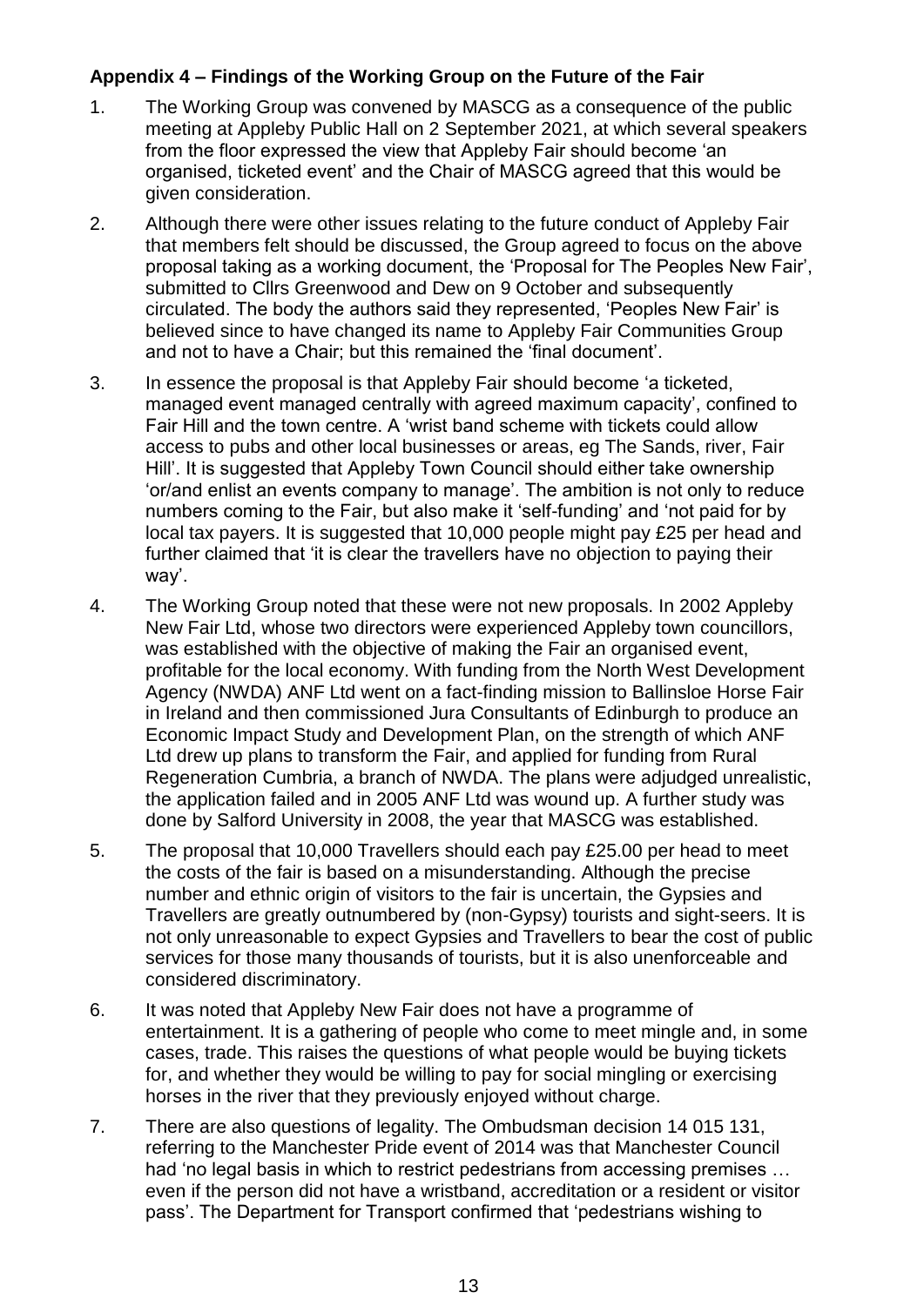**Appendix 4 – Findings of the Working Group on the Future of the Fair**

1. The Working Group was convened by MASCG as a consequence of the public meeting at Appleby Public Hall on 2 September 2021, at which several speakers from the floor expressed the view that Appleby Fair should become 'an organised, ticketed event' and the Chair of MASCG agreed that this would be given consideration.

2. Although there were other issues relating to the future conduct of Appleby Fair that members felt should be discussed, the Group agreed to focus on the above proposal taking as a working document, the 'Proposal for The Peoples New Fair', submitted to Cllrs Greenwood and Dew on 9 October and subsequently circulated. The body the authors said they represented, 'Peoples New Fair' is believed since to have changed its name to Appleby Fair Communities Group and not to have a Chair; but this remained the 'final document'.

3. In essence the proposal is that Appleby Fair should become 'a ticketed, managed event managed centrally with agreed maximum capacity', confined to Fair Hill and the town centre. A 'wrist band scheme with tickets could allow access to pubs and other local businesses or areas, eg The Sands, river, Fair Hill'. It is suggested that Appleby Town Council should either take ownership 'or/and enlist an events company to manage'. The ambition is not only to reduce numbers coming to the Fair, but also make it 'self-funding' and 'not paid for by local tax payers. It is suggested that 10,000 people might pay £25 per head and further claimed that 'it is clear the travellers have no objection to paying their way'.

4. The Working Group noted that these were not new proposals. In 2002 Appleby New Fair Ltd, whose two directors were experienced Appleby town councillors, was established with the objective of making the Fair an organised event, profitable for the local economy. With funding from the North West Development Agency (NWDA) ANF Ltd went on a fact-finding mission to Ballinsloe Horse Fair in Ireland and then commissioned Jura Consultants of Edinburgh to produce an Economic Impact Study and Development Plan, on the strength of which ANF Ltd drew up plans to transform the Fair, and applied for funding from Rural Regeneration Cumbria, a branch of NWDA. The plans were adjudged unrealistic, the application failed and in 2005 ANF Ltd was wound up. A further study was done by Salford University in 2008, the year that MASCG was established.

5. The proposal that 10,000 Travellers should each pay £25.00 per head to meet the costs of the fair is based on a misunderstanding. Although the precise number and ethnic origin of visitors to the fair is uncertain, the Gypsies and Travellers are greatly outnumbered by (non-Gypsy) tourists and sight-seers. It is not only unreasonable to expect Gypsies and Travellers to bear the cost of public services for those many thousands of tourists, but it is also unenforceable and considered discriminatory.

6. It was noted that Appleby New Fair does not have a programme of entertainment. It is a gathering of people who come to meet mingle and, in some cases, trade. This raises the questions of what people would be buying tickets for, and whether they would be willing to pay for social mingling or exercising horses in the river that they previously enjoyed without charge.

7. There are also questions of legality. The Ombudsman decision 14 015 131, referring to the Manchester Pride event of 2014 was that Manchester Council had 'no legal basis in which to restrict pedestrians from accessing premises … even if the person did not have a wristband, accreditation or a resident or visitor pass'. The Department for Transport confirmed that 'pedestrians wishing to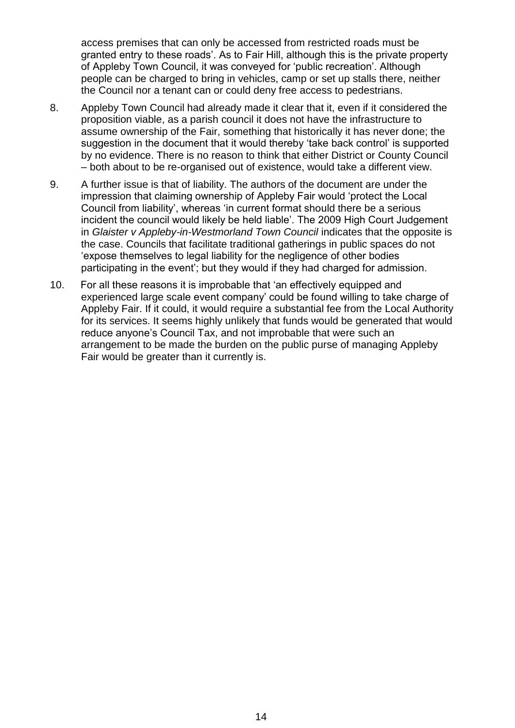access premises that can only be accessed from restricted roads must be granted entry to these roads'. As to Fair Hill, although this is the private property of Appleby Town Council, it was conveyed for 'public recreation'. Although people can be charged to bring in vehicles, camp or set up stalls there, neither the Council nor a tenant can or could deny free access to pedestrians.

8. Appleby Town Council had already made it clear that it, even if it considered the proposition viable, as a parish council it does not have the infrastructure to assume ownership of the Fair, something that historically it has never done; the suggestion in the document that it would thereby 'take back control' is supported by no evidence. There is no reason to think that either District or County Council – both about to be re-organised out of existence, would take a different view.

9. A further issue is that of liability. The authors of the document are under the impression that claiming ownership of Appleby Fair would 'protect the Local Council from liability', whereas 'in current format should there be a serious incident the council would likely be held liable'. The 2009 High Court Judgement in *Glaister v Appleby-in-Westmorland Town Council* indicates that the opposite is the case. Councils that facilitate traditional gatherings in public spaces do not 'expose themselves to legal liability for the negligence of other bodies participating in the event'; but they would if they had charged for admission.

10. For all these reasons it is improbable that 'an effectively equipped and experienced large scale event company' could be found willing to take charge of Appleby Fair. If it could, it would require a substantial fee from the Local Authority for its services. It seems highly unlikely that funds would be generated that would reduce anyone's Council Tax, and not improbable that were such an arrangement to be made the burden on the public purse of managing Appleby Fair would be greater than it currently is.